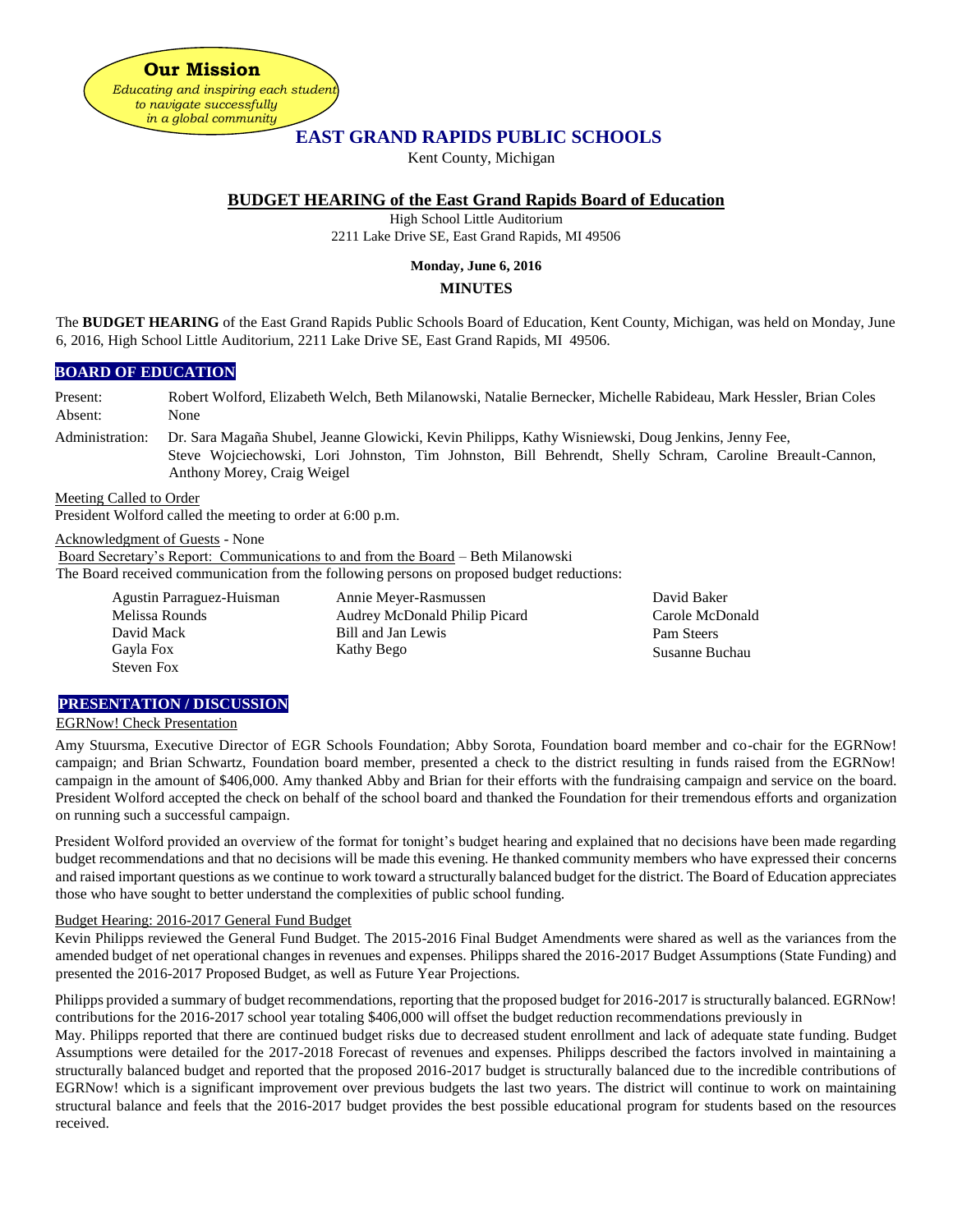**Our Mission**

*Educating and inspiring each student to navigate successfully in a global community*

# EAST GRAND RAPIDS PUBLIC SCHOOLS

Kent County, Michigan

## BUDGET HEARING of the East Grand Rapids Board of Education

High School Little Auditorium
2211 Lake Drive SE, East Grand Rapids, MI 49506

**Monday, June 6, 2016**

**MINUTES**

The **BUDGET HEARING** of the East Grand Rapids Public Schools Board of Education, Kent County, Michigan, was held on Monday, June 6, 2016, High School Little Auditorium, 2211 Lake Drive SE, East Grand Rapids, MI 49506.

### BOARD OF EDUCATION

Present: Robert Wolford, Elizabeth Welch, Beth Milanowski, Natalie Bernecker, Michelle Rabideau, Mark Hessler, Brian Coles

Absent: None

Administration: Dr. Sara Magaña Shubel, Jeanne Glowicki, Kevin Philipps, Kathy Wisniewski, Doug Jenkins, Jenny Fee, Steve Wojciechowski, Lori Johnston, Tim Johnston, Bill Behrendt, Shelly Schram, Caroline Breault-Cannon, Anthony Morey, Craig Weigel

Meeting Called to Order

President Wolford called the meeting to order at 6:00 p.m.

Acknowledgment of Guests - None

Board Secretary's Report: Communications to and from the Board – Beth Milanowski

The Board received communication from the following persons on proposed budget reductions:

Agustin Parraguez-Huisman
Melissa Rounds
David Mack
Gayla Fox
Steven Fox
Annie Meyer-Rasmussen
Audrey McDonald Philip Picard
Bill and Jan Lewis
Kathy Bego
David Baker
Carole McDonald
Pam Steers
Susanne Buchau

### PRESENTATION / DISCUSSION

EGRNow! Check Presentation

Amy Stuursma, Executive Director of EGR Schools Foundation; Abby Sorota, Foundation board member and co-chair for the EGRNow! campaign; and Brian Schwartz, Foundation board member, presented a check to the district resulting in funds raised from the EGRNow! campaign in the amount of $406,000. Amy thanked Abby and Brian for their efforts with the fundraising campaign and service on the board. President Wolford accepted the check on behalf of the school board and thanked the Foundation for their tremendous efforts and organization on running such a successful campaign.

President Wolford provided an overview of the format for tonight's budget hearing and explained that no decisions have been made regarding budget recommendations and that no decisions will be made this evening. He thanked community members who have expressed their concerns and raised important questions as we continue to work toward a structurally balanced budget for the district. The Board of Education appreciates those who have sought to better understand the complexities of public school funding.

Budget Hearing: 2016-2017 General Fund Budget

Kevin Philipps reviewed the General Fund Budget. The 2015-2016 Final Budget Amendments were shared as well as the variances from the amended budget of net operational changes in revenues and expenses. Philipps shared the 2016-2017 Budget Assumptions (State Funding) and presented the 2016-2017 Proposed Budget, as well as Future Year Projections.

Philipps provided a summary of budget recommendations, reporting that the proposed budget for 2016-2017 is structurally balanced. EGRNow! contributions for the 2016-2017 school year totaling $406,000 will offset the budget reduction recommendations previously in May. Philipps reported that there are continued budget risks due to decreased student enrollment and lack of adequate state funding. Budget Assumptions were detailed for the 2017-2018 Forecast of revenues and expenses. Philipps described the factors involved in maintaining a structurally balanced budget and reported that the proposed 2016-2017 budget is structurally balanced due to the incredible contributions of EGRNow! which is a significant improvement over previous budgets the last two years. The district will continue to work on maintaining structural balance and feels that the 2016-2017 budget provides the best possible educational program for students based on the resources received.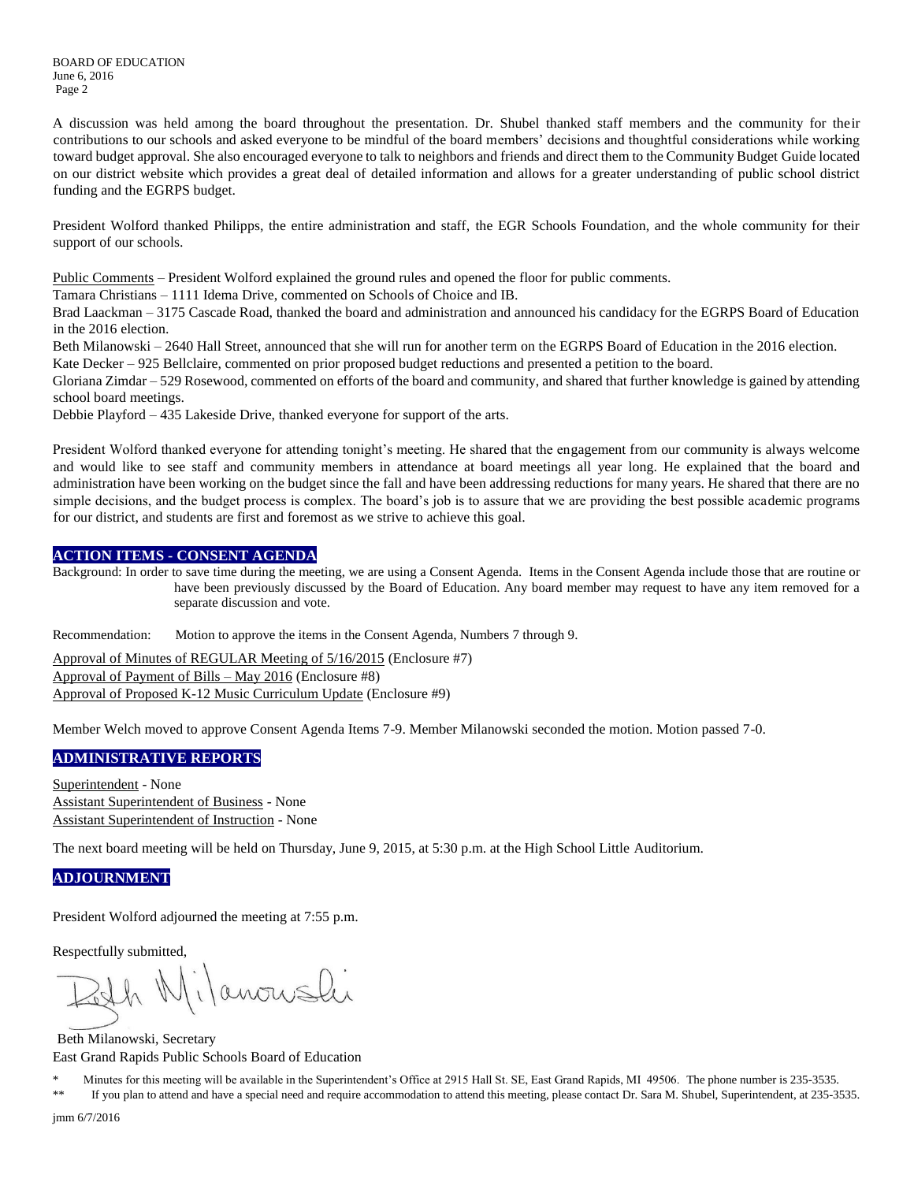A discussion was held among the board throughout the presentation. Dr. Shubel thanked staff members and the community for their contributions to our schools and asked everyone to be mindful of the board members' decisions and thoughtful considerations while working toward budget approval. She also encouraged everyone to talk to neighbors and friends and direct them to the Community Budget Guide located on our district website which provides a great deal of detailed information and allows for a greater understanding of public school district funding and the EGRPS budget.

President Wolford thanked Philipps, the entire administration and staff, the EGR Schools Foundation, and the whole community for their support of our schools.

Public Comments – President Wolford explained the ground rules and opened the floor for public comments.

Tamara Christians – 1111 Idema Drive, commented on Schools of Choice and IB.

Brad Laackman – 3175 Cascade Road, thanked the board and administration and announced his candidacy for the EGRPS Board of Education in the 2016 election.

Beth Milanowski – 2640 Hall Street, announced that she will run for another term on the EGRPS Board of Education in the 2016 election.

Kate Decker – 925 Bellclaire, commented on prior proposed budget reductions and presented a petition to the board.

Gloriana Zimdar – 529 Rosewood, commented on efforts of the board and community, and shared that further knowledge is gained by attending school board meetings.

Debbie Playford – 435 Lakeside Drive, thanked everyone for support of the arts.

President Wolford thanked everyone for attending tonight's meeting. He shared that the engagement from our community is always welcome and would like to see staff and community members in attendance at board meetings all year long. He explained that the board and administration have been working on the budget since the fall and have been addressing reductions for many years. He shared that there are no simple decisions, and the budget process is complex. The board's job is to assure that we are providing the best possible academic programs for our district, and students are first and foremost as we strive to achieve this goal.

## ACTION ITEMS - CONSENT AGENDA

Background: In order to save time during the meeting, we are using a Consent Agenda. Items in the Consent Agenda include those that are routine or have been previously discussed by the Board of Education. Any board member may request to have any item removed for a separate discussion and vote.

Recommendation: Motion to approve the items in the Consent Agenda, Numbers 7 through 9.

Approval of Minutes of REGULAR Meeting of 5/16/2015 (Enclosure #7)
Approval of Payment of Bills – May 2016 (Enclosure #8)
Approval of Proposed K-12 Music Curriculum Update (Enclosure #9)

Member Welch moved to approve Consent Agenda Items 7-9. Member Milanowski seconded the motion. Motion passed 7-0.

## ADMINISTRATIVE REPORTS

Superintendent - None
Assistant Superintendent of Business - None
Assistant Superintendent of Instruction - None

The next board meeting will be held on Thursday, June 9, 2015, at 5:30 p.m. at the High School Little Auditorium.

## ADJOURNMENT

President Wolford adjourned the meeting at 7:55 p.m.

Respectfully submitted,

Beth Milanowski

Beth Milanowski, Secretary
East Grand Rapids Public Schools Board of Education

\* Minutes for this meeting will be available in the Superintendent's Office at 2915 Hall St. SE, East Grand Rapids, MI 49506. The phone number is 235-3535.

\** If you plan to attend and have a special need and require accommodation to attend this meeting, please contact Dr. Sara M. Shubel, Superintendent, at 235-3535.

jmm 6/7/2016